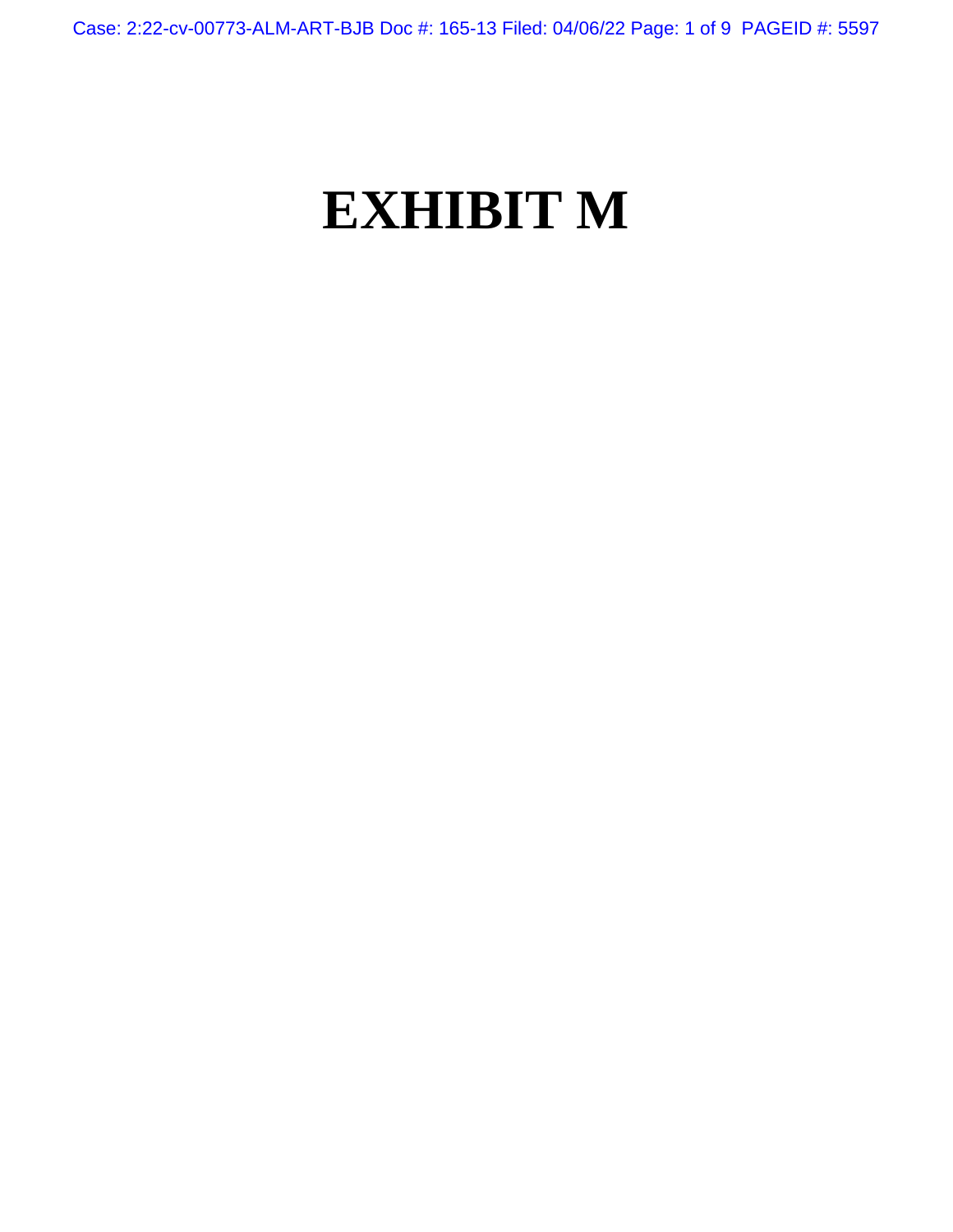# EXHIBIT M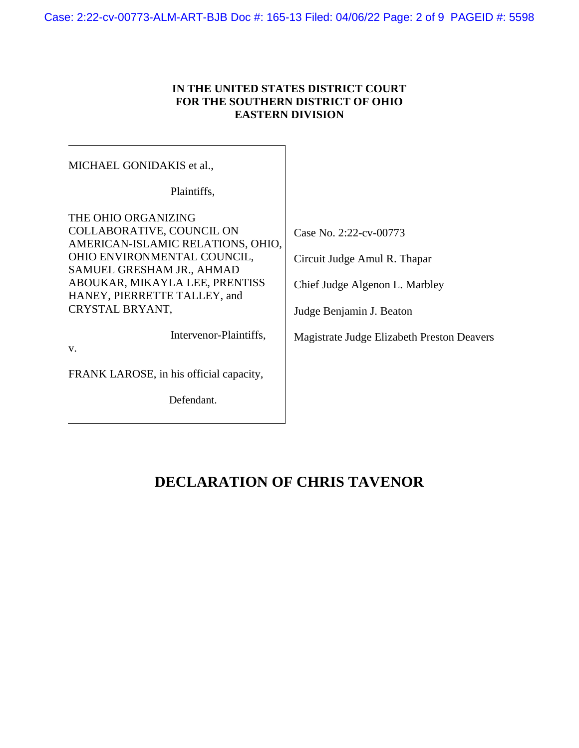**IN THE UNITED STATES DISTRICT COURT**
**FOR THE SOUTHERN DISTRICT OF OHIO**
**EASTERN DIVISION**

MICHAEL GONIDAKIS et al.,

Plaintiffs,

THE OHIO ORGANIZING COLLABORATIVE, COUNCIL ON AMERICAN-ISLAMIC RELATIONS, OHIO, OHIO ENVIRONMENTAL COUNCIL, SAMUEL GRESHAM JR., AHMAD ABOUKAR, MIKAYLA LEE, PRENTISS HANEY, PIERRETTE TALLEY, and CRYSTAL BRYANT,

Intervenor-Plaintiffs,

v.

FRANK LAROSE, in his official capacity,

Defendant.

Case No. 2:22-cv-00773

Circuit Judge Amul R. Thapar

Chief Judge Algenon L. Marbley

Judge Benjamin J. Beaton

Magistrate Judge Elizabeth Preston Deavers

# DECLARATION OF CHRIS TAVENOR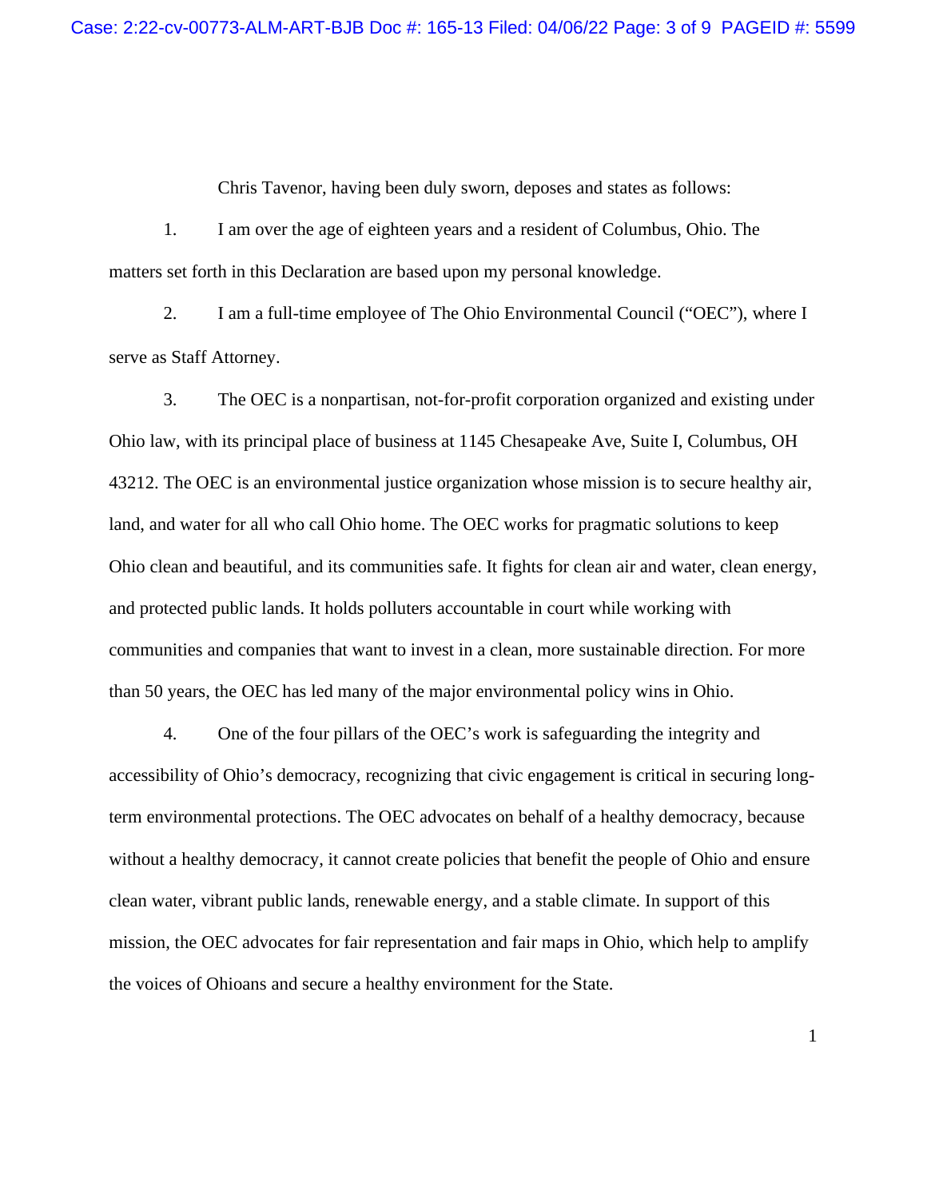Chris Tavenor, having been duly sworn, deposes and states as follows:

1. I am over the age of eighteen years and a resident of Columbus, Ohio. The matters set forth in this Declaration are based upon my personal knowledge.

2. I am a full-time employee of The Ohio Environmental Council ("OEC"), where I serve as Staff Attorney.

3. The OEC is a nonpartisan, not-for-profit corporation organized and existing under Ohio law, with its principal place of business at 1145 Chesapeake Ave, Suite I, Columbus, OH 43212. The OEC is an environmental justice organization whose mission is to secure healthy air, land, and water for all who call Ohio home. The OEC works for pragmatic solutions to keep Ohio clean and beautiful, and its communities safe. It fights for clean air and water, clean energy, and protected public lands. It holds polluters accountable in court while working with communities and companies that want to invest in a clean, more sustainable direction. For more than 50 years, the OEC has led many of the major environmental policy wins in Ohio.

4. One of the four pillars of the OEC's work is safeguarding the integrity and accessibility of Ohio's democracy, recognizing that civic engagement is critical in securing long-term environmental protections. The OEC advocates on behalf of a healthy democracy, because without a healthy democracy, it cannot create policies that benefit the people of Ohio and ensure clean water, vibrant public lands, renewable energy, and a stable climate. In support of this mission, the OEC advocates for fair representation and fair maps in Ohio, which help to amplify the voices of Ohioans and secure a healthy environment for the State.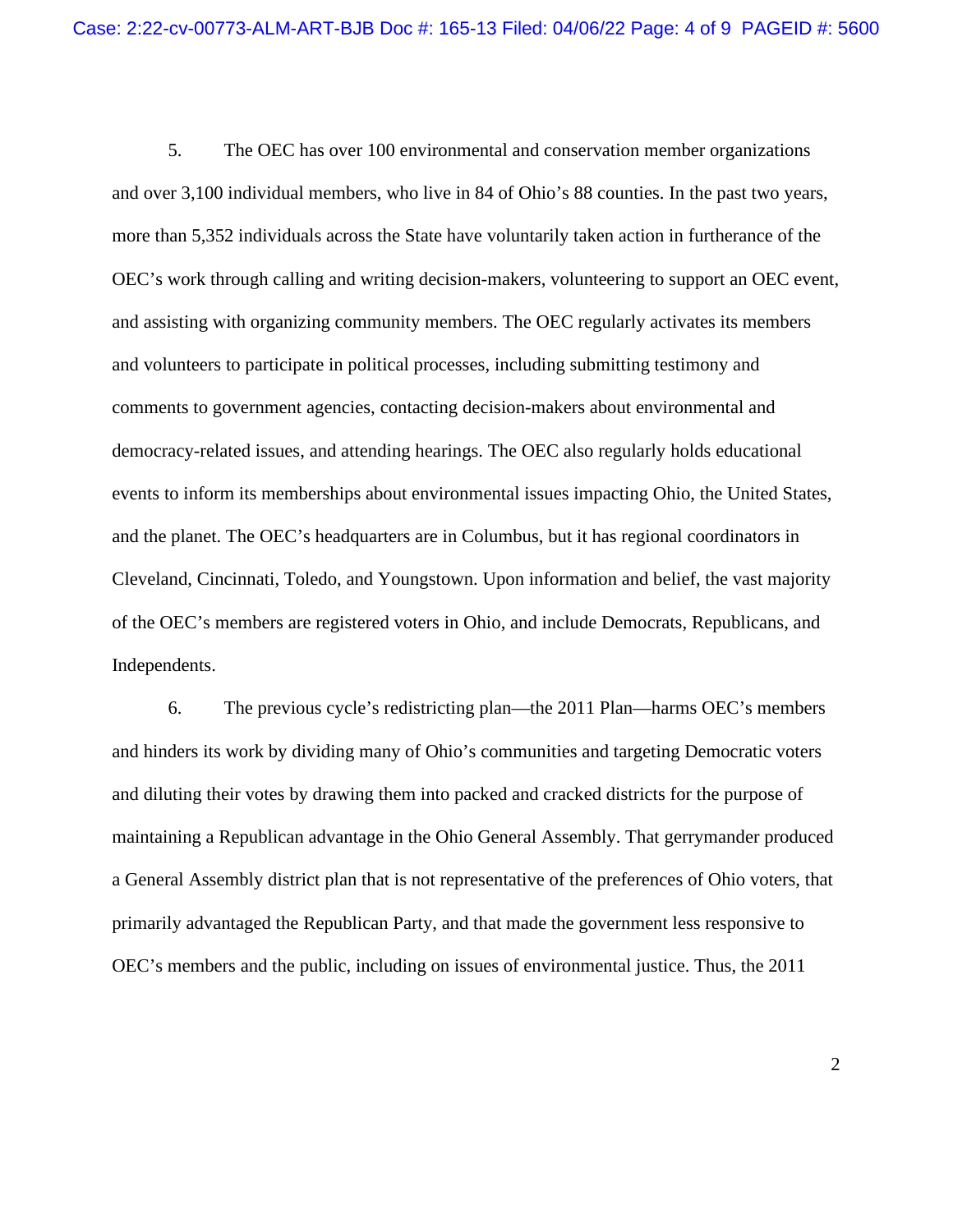5. The OEC has over 100 environmental and conservation member organizations and over 3,100 individual members, who live in 84 of Ohio's 88 counties. In the past two years, more than 5,352 individuals across the State have voluntarily taken action in furtherance of the OEC's work through calling and writing decision-makers, volunteering to support an OEC event, and assisting with organizing community members. The OEC regularly activates its members and volunteers to participate in political processes, including submitting testimony and comments to government agencies, contacting decision-makers about environmental and democracy-related issues, and attending hearings. The OEC also regularly holds educational events to inform its memberships about environmental issues impacting Ohio, the United States, and the planet. The OEC's headquarters are in Columbus, but it has regional coordinators in Cleveland, Cincinnati, Toledo, and Youngstown. Upon information and belief, the vast majority of the OEC's members are registered voters in Ohio, and include Democrats, Republicans, and Independents.

6. The previous cycle's redistricting plan—the 2011 Plan—harms OEC's members and hinders its work by dividing many of Ohio's communities and targeting Democratic voters and diluting their votes by drawing them into packed and cracked districts for the purpose of maintaining a Republican advantage in the Ohio General Assembly. That gerrymander produced a General Assembly district plan that is not representative of the preferences of Ohio voters, that primarily advantaged the Republican Party, and that made the government less responsive to OEC's members and the public, including on issues of environmental justice. Thus, the 2011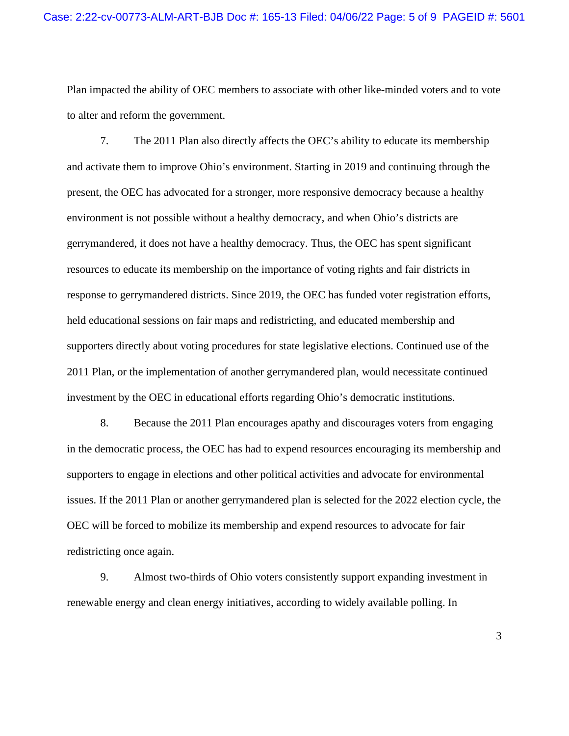Plan impacted the ability of OEC members to associate with other like-minded voters and to vote to alter and reform the government.

7. The 2011 Plan also directly affects the OEC's ability to educate its membership and activate them to improve Ohio's environment. Starting in 2019 and continuing through the present, the OEC has advocated for a stronger, more responsive democracy because a healthy environment is not possible without a healthy democracy, and when Ohio's districts are gerrymandered, it does not have a healthy democracy. Thus, the OEC has spent significant resources to educate its membership on the importance of voting rights and fair districts in response to gerrymandered districts. Since 2019, the OEC has funded voter registration efforts, held educational sessions on fair maps and redistricting, and educated membership and supporters directly about voting procedures for state legislative elections. Continued use of the 2011 Plan, or the implementation of another gerrymandered plan, would necessitate continued investment by the OEC in educational efforts regarding Ohio's democratic institutions.

8. Because the 2011 Plan encourages apathy and discourages voters from engaging in the democratic process, the OEC has had to expend resources encouraging its membership and supporters to engage in elections and other political activities and advocate for environmental issues. If the 2011 Plan or another gerrymandered plan is selected for the 2022 election cycle, the OEC will be forced to mobilize its membership and expend resources to advocate for fair redistricting once again.

9. Almost two-thirds of Ohio voters consistently support expanding investment in renewable energy and clean energy initiatives, according to widely available polling. In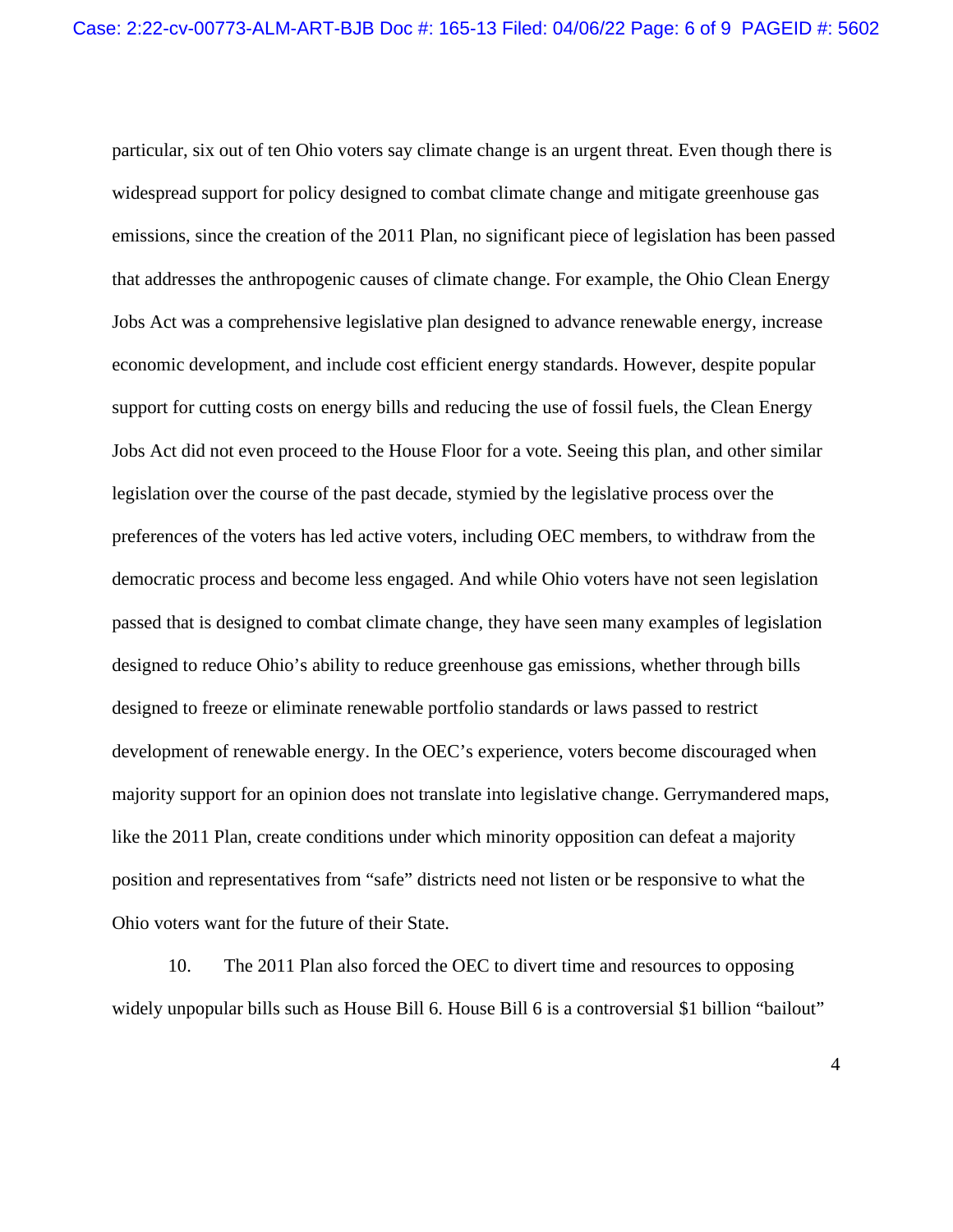particular, six out of ten Ohio voters say climate change is an urgent threat. Even though there is widespread support for policy designed to combat climate change and mitigate greenhouse gas emissions, since the creation of the 2011 Plan, no significant piece of legislation has been passed that addresses the anthropogenic causes of climate change. For example, the Ohio Clean Energy Jobs Act was a comprehensive legislative plan designed to advance renewable energy, increase economic development, and include cost efficient energy standards. However, despite popular support for cutting costs on energy bills and reducing the use of fossil fuels, the Clean Energy Jobs Act did not even proceed to the House Floor for a vote. Seeing this plan, and other similar legislation over the course of the past decade, stymied by the legislative process over the preferences of the voters has led active voters, including OEC members, to withdraw from the democratic process and become less engaged. And while Ohio voters have not seen legislation passed that is designed to combat climate change, they have seen many examples of legislation designed to reduce Ohio's ability to reduce greenhouse gas emissions, whether through bills designed to freeze or eliminate renewable portfolio standards or laws passed to restrict development of renewable energy. In the OEC's experience, voters become discouraged when majority support for an opinion does not translate into legislative change. Gerrymandered maps, like the 2011 Plan, create conditions under which minority opposition can defeat a majority position and representatives from "safe" districts need not listen or be responsive to what the Ohio voters want for the future of their State.

10. The 2011 Plan also forced the OEC to divert time and resources to opposing widely unpopular bills such as House Bill 6. House Bill 6 is a controversial $1 billion "bailout"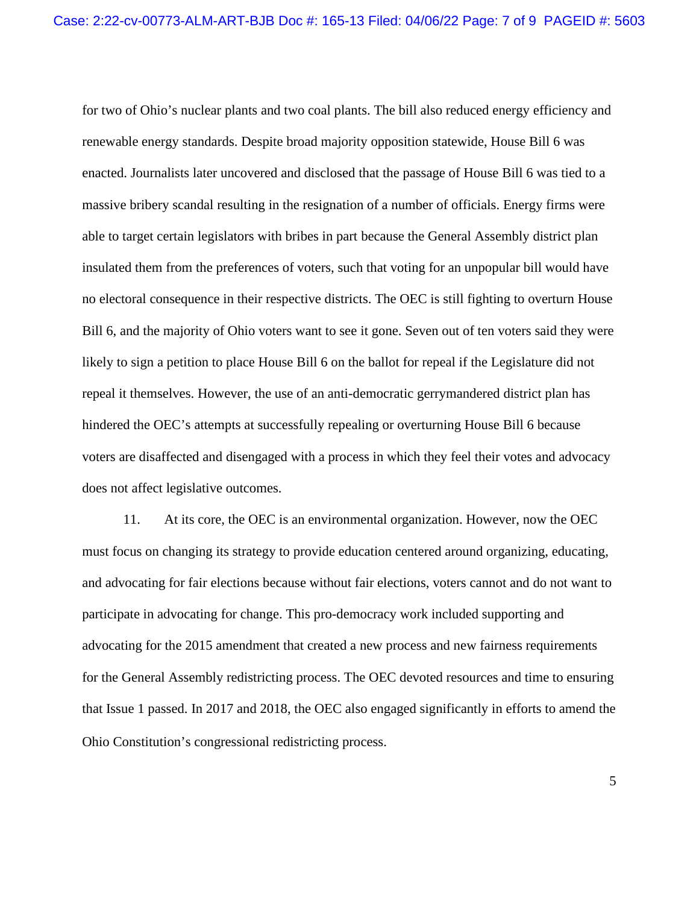for two of Ohio's nuclear plants and two coal plants. The bill also reduced energy efficiency and renewable energy standards. Despite broad majority opposition statewide, House Bill 6 was enacted. Journalists later uncovered and disclosed that the passage of House Bill 6 was tied to a massive bribery scandal resulting in the resignation of a number of officials. Energy firms were able to target certain legislators with bribes in part because the General Assembly district plan insulated them from the preferences of voters, such that voting for an unpopular bill would have no electoral consequence in their respective districts. The OEC is still fighting to overturn House Bill 6, and the majority of Ohio voters want to see it gone. Seven out of ten voters said they were likely to sign a petition to place House Bill 6 on the ballot for repeal if the Legislature did not repeal it themselves. However, the use of an anti-democratic gerrymandered district plan has hindered the OEC's attempts at successfully repealing or overturning House Bill 6 because voters are disaffected and disengaged with a process in which they feel their votes and advocacy does not affect legislative outcomes.

11. At its core, the OEC is an environmental organization. However, now the OEC must focus on changing its strategy to provide education centered around organizing, educating, and advocating for fair elections because without fair elections, voters cannot and do not want to participate in advocating for change. This pro-democracy work included supporting and advocating for the 2015 amendment that created a new process and new fairness requirements for the General Assembly redistricting process. The OEC devoted resources and time to ensuring that Issue 1 passed. In 2017 and 2018, the OEC also engaged significantly in efforts to amend the Ohio Constitution's congressional redistricting process.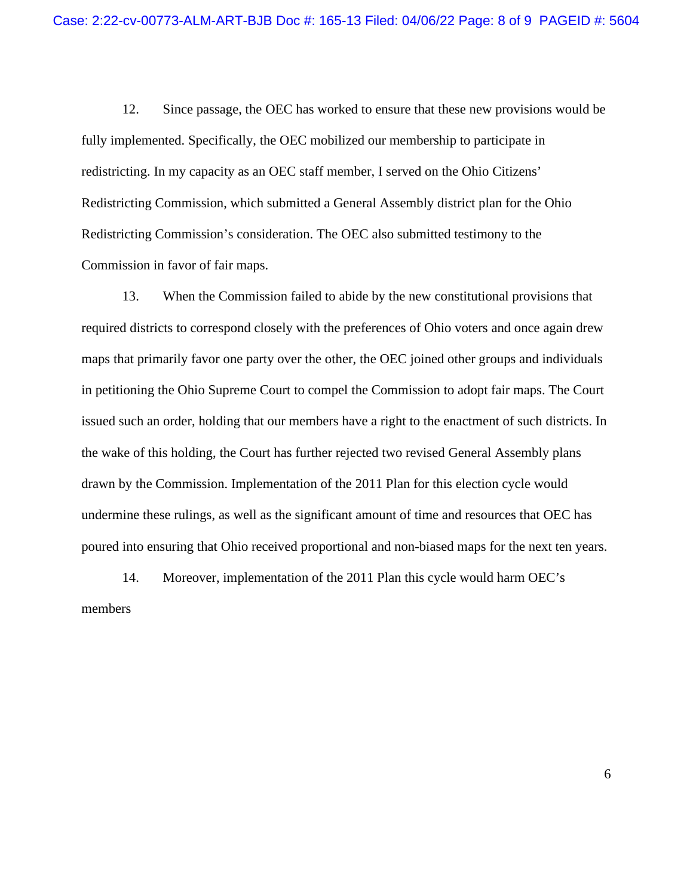12. Since passage, the OEC has worked to ensure that these new provisions would be fully implemented. Specifically, the OEC mobilized our membership to participate in redistricting. In my capacity as an OEC staff member, I served on the Ohio Citizens' Redistricting Commission, which submitted a General Assembly district plan for the Ohio Redistricting Commission's consideration. The OEC also submitted testimony to the Commission in favor of fair maps.

13. When the Commission failed to abide by the new constitutional provisions that required districts to correspond closely with the preferences of Ohio voters and once again drew maps that primarily favor one party over the other, the OEC joined other groups and individuals in petitioning the Ohio Supreme Court to compel the Commission to adopt fair maps. The Court issued such an order, holding that our members have a right to the enactment of such districts. In the wake of this holding, the Court has further rejected two revised General Assembly plans drawn by the Commission. Implementation of the 2011 Plan for this election cycle would undermine these rulings, as well as the significant amount of time and resources that OEC has poured into ensuring that Ohio received proportional and non-biased maps for the next ten years.

14. Moreover, implementation of the 2011 Plan this cycle would harm OEC's members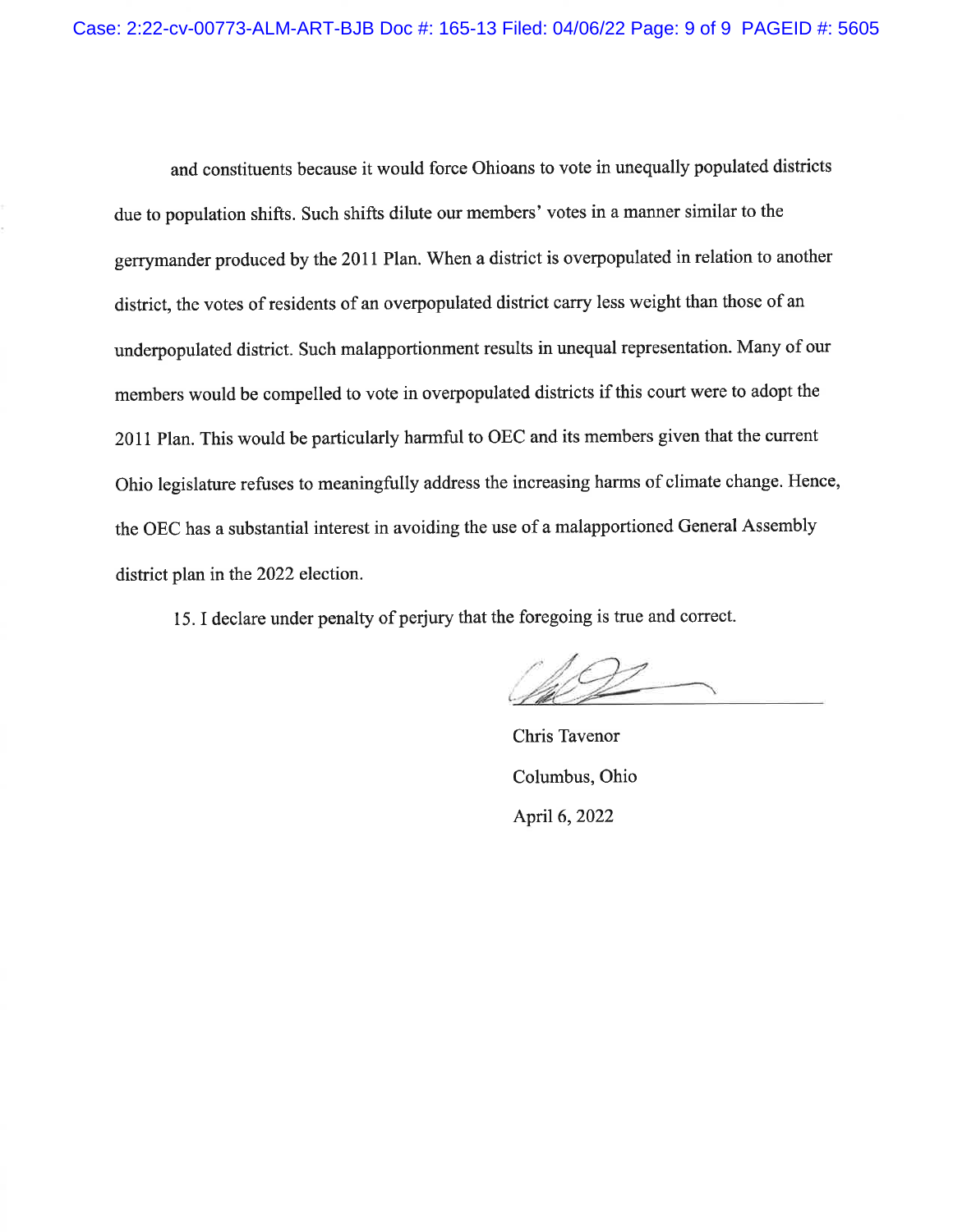and constituents because it would force Ohioans to vote in unequally populated districts due to population shifts. Such shifts dilute our members' votes in a manner similar to the gerrymander produced by the 2011 Plan. When a district is overpopulated in relation to another district, the votes of residents of an overpopulated district carry less weight than those of an underpopulated district. Such malapportionment results in unequal representation. Many of our members would be compelled to vote in overpopulated districts if this court were to adopt the 2011 Plan. This would be particularly harmful to OEC and its members given that the current Ohio legislature refuses to meaningfully address the increasing harms of climate change. Hence, the OEC has a substantial interest in avoiding the use of a malapportioned General Assembly district plan in the 2022 election.

15. I declare under penalty of perjury that the foregoing is true and correct.

Chris Tavenor

Columbus, Ohio

April 6, 2022